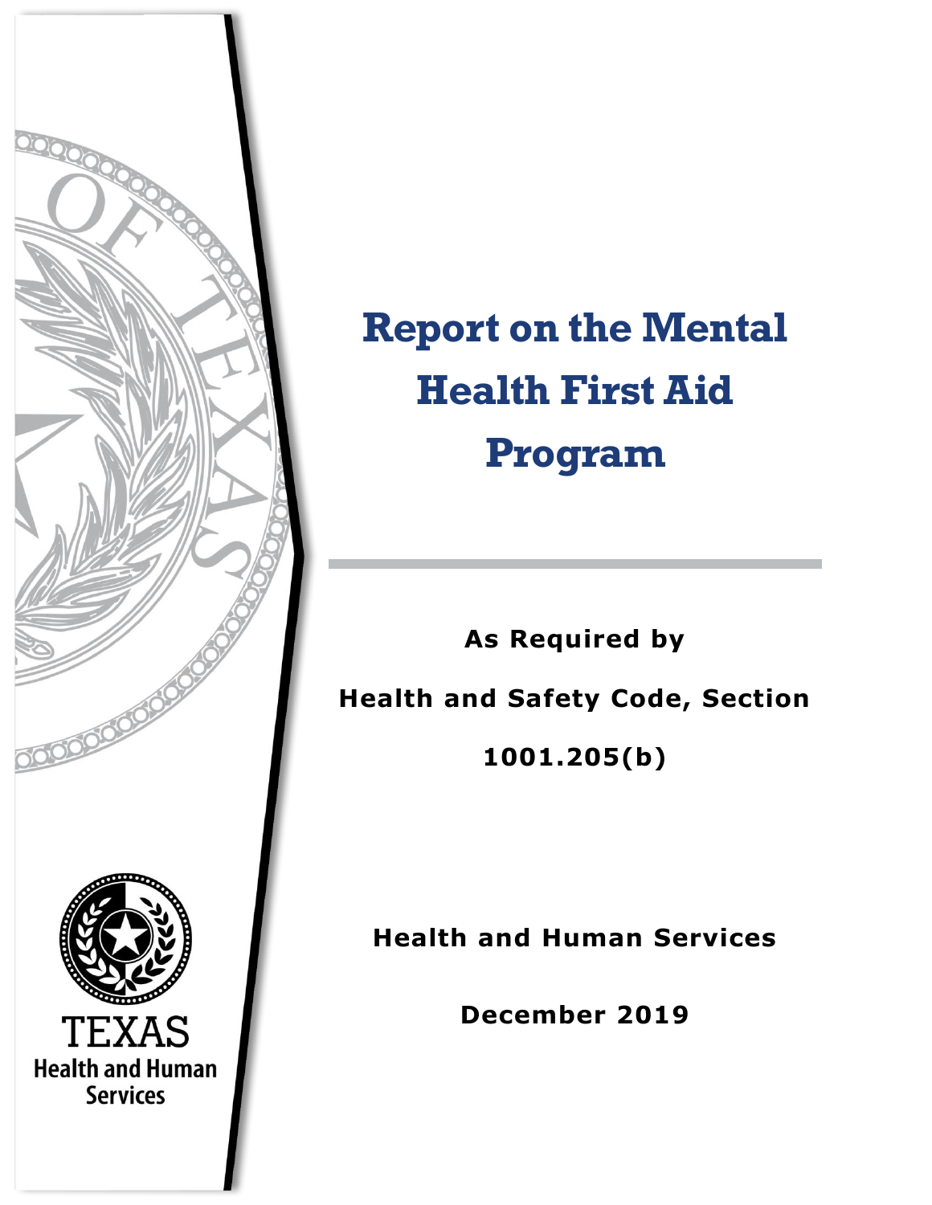# Report on the Mental Health First Aid Program

**As Required by**

**Health and Safety Code, Section 1001.205(b)**

**Health and Human Services**

**December 2019**

TEXAS
Health and Human Services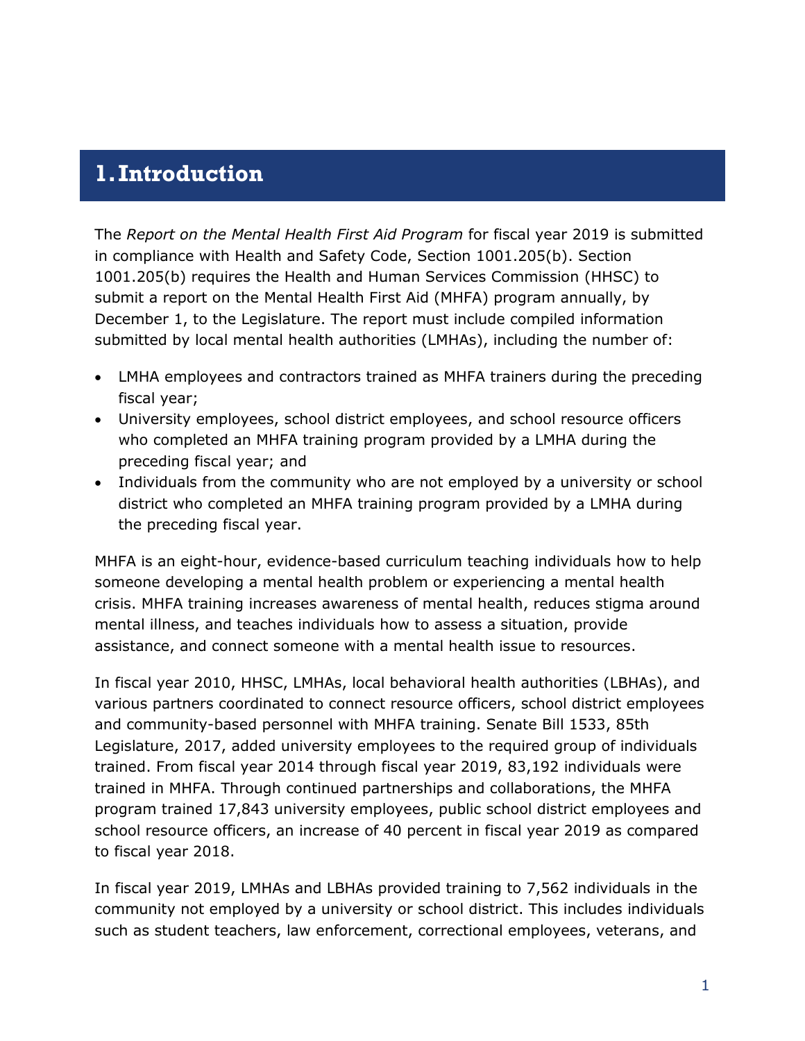# 1. Introduction

The *Report on the Mental Health First Aid Program* for fiscal year 2019 is submitted in compliance with Health and Safety Code, Section 1001.205(b). Section 1001.205(b) requires the Health and Human Services Commission (HHSC) to submit a report on the Mental Health First Aid (MHFA) program annually, by December 1, to the Legislature. The report must include compiled information submitted by local mental health authorities (LMHAs), including the number of:

- LMHA employees and contractors trained as MHFA trainers during the preceding fiscal year;
- University employees, school district employees, and school resource officers who completed an MHFA training program provided by a LMHA during the preceding fiscal year; and
- Individuals from the community who are not employed by a university or school district who completed an MHFA training program provided by a LMHA during the preceding fiscal year.

MHFA is an eight-hour, evidence-based curriculum teaching individuals how to help someone developing a mental health problem or experiencing a mental health crisis. MHFA training increases awareness of mental health, reduces stigma around mental illness, and teaches individuals how to assess a situation, provide assistance, and connect someone with a mental health issue to resources.

In fiscal year 2010, HHSC, LMHAs, local behavioral health authorities (LBHAs), and various partners coordinated to connect resource officers, school district employees and community-based personnel with MHFA training. Senate Bill 1533, 85th Legislature, 2017, added university employees to the required group of individuals trained. From fiscal year 2014 through fiscal year 2019, 83,192 individuals were trained in MHFA. Through continued partnerships and collaborations, the MHFA program trained 17,843 university employees, public school district employees and school resource officers, an increase of 40 percent in fiscal year 2019 as compared to fiscal year 2018.

In fiscal year 2019, LMHAs and LBHAs provided training to 7,562 individuals in the community not employed by a university or school district. This includes individuals such as student teachers, law enforcement, correctional employees, veterans, and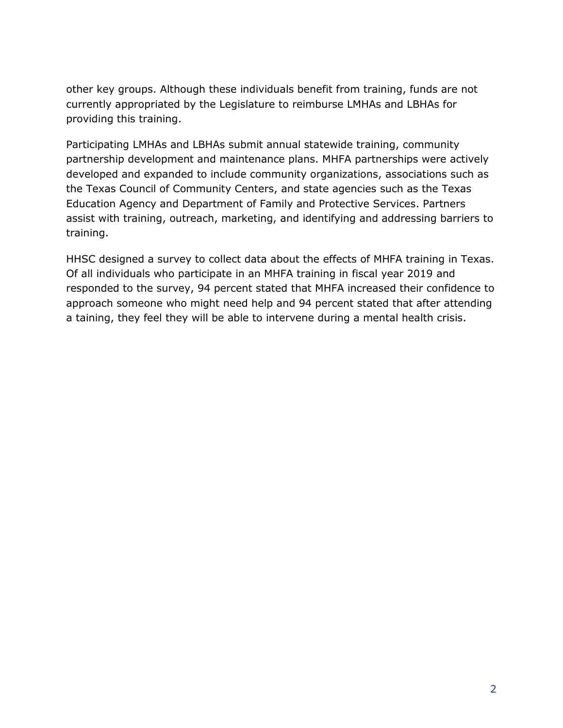other key groups. Although these individuals benefit from training, funds are not currently appropriated by the Legislature to reimburse LMHAs and LBHAs for providing this training.

Participating LMHAs and LBHAs submit annual statewide training, community partnership development and maintenance plans. MHFA partnerships were actively developed and expanded to include community organizations, associations such as the Texas Council of Community Centers, and state agencies such as the Texas Education Agency and Department of Family and Protective Services. Partners assist with training, outreach, marketing, and identifying and addressing barriers to training.

HHSC designed a survey to collect data about the effects of MHFA training in Texas. Of all individuals who participate in an MHFA training in fiscal year 2019 and responded to the survey, 94 percent stated that MHFA increased their confidence to approach someone who might need help and 94 percent stated that after attending a taining, they feel they will be able to intervene during a mental health crisis.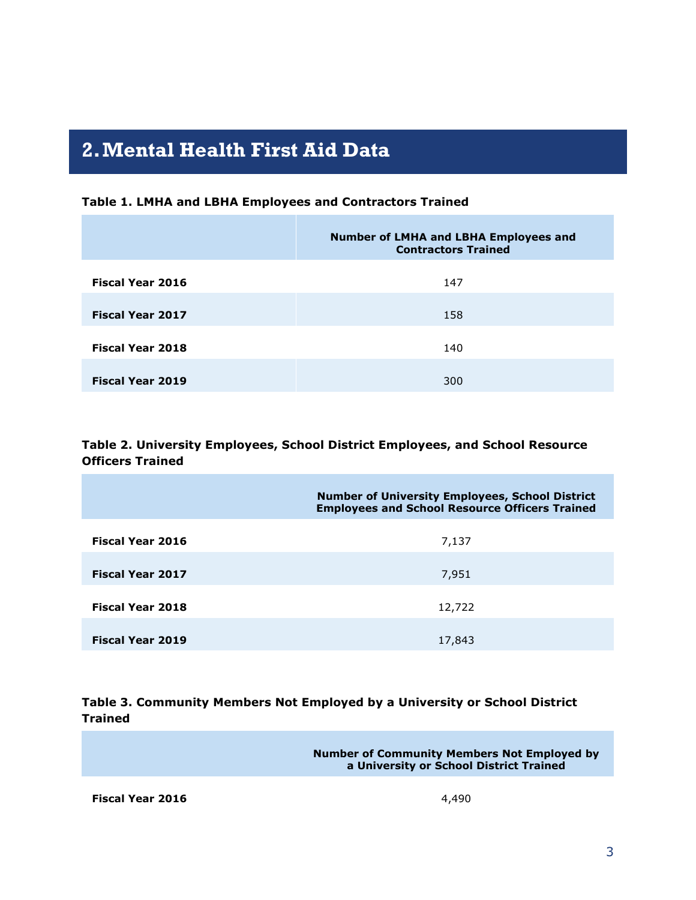## 2. Mental Health First Aid Data

**Table 1. LMHA and LBHA Employees and Contractors Trained**

| | Number of LMHA and LBHA Employees and Contractors Trained |
|---|---|
| **Fiscal Year 2016** | 147 |
| **Fiscal Year 2017** | 158 |
| **Fiscal Year 2018** | 140 |
| **Fiscal Year 2019** | 300 |

**Table 2. University Employees, School District Employees, and School Resource Officers Trained**

| | Number of University Employees, School District Employees and School Resource Officers Trained |
|---|---|
| **Fiscal Year 2016** | 7,137 |
| **Fiscal Year 2017** | 7,951 |
| **Fiscal Year 2018** | 12,722 |
| **Fiscal Year 2019** | 17,843 |

**Table 3. Community Members Not Employed by a University or School District Trained**

| | Number of Community Members Not Employed by a University or School District Trained |
|---|---|
| **Fiscal Year 2016** | 4,490 |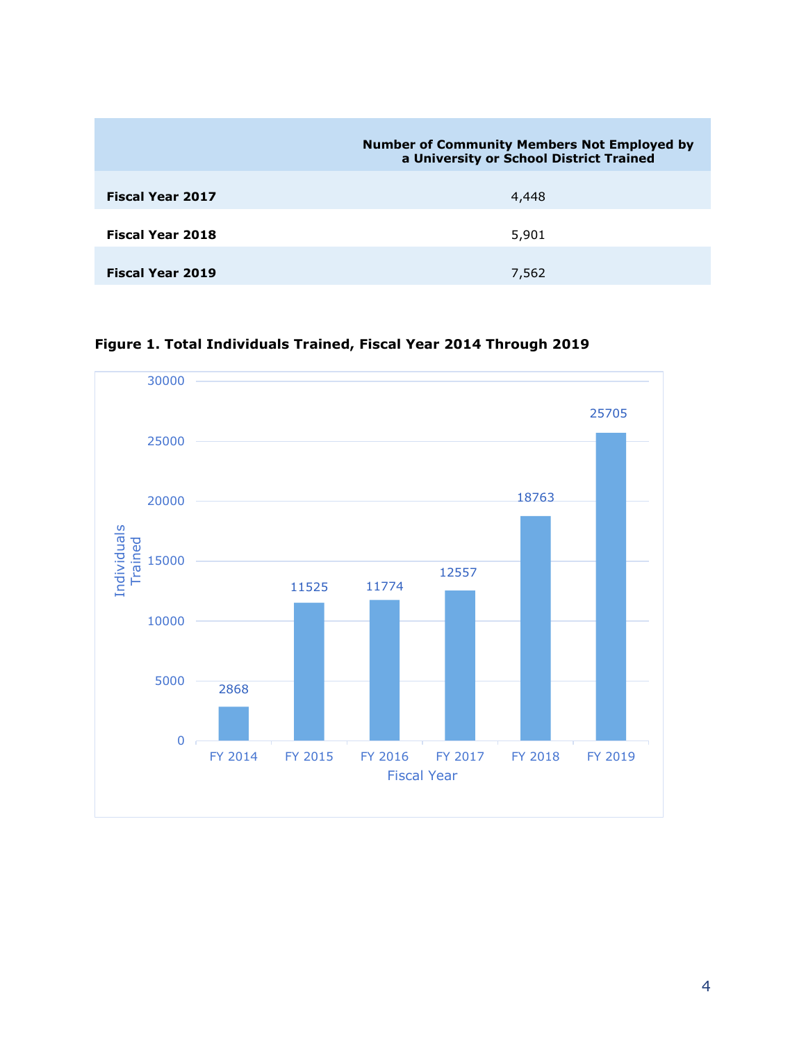| | Number of Community Members Not Employed by a University or School District Trained |
|---|---|
| **Fiscal Year 2017** | 4,448 |
| **Fiscal Year 2018** | 5,901 |
| **Fiscal Year 2019** | 7,562 |

**Figure 1. Total Individuals Trained, Fiscal Year 2014 Through 2019**

| Fiscal Year | Individuals Trained |
|---|---|
| FY 2014 | 2868 |
| FY 2015 | 11525 |
| FY 2016 | 11774 |
| FY 2017 | 12557 |
| FY 2018 | 18763 |
| FY 2019 | 25705 |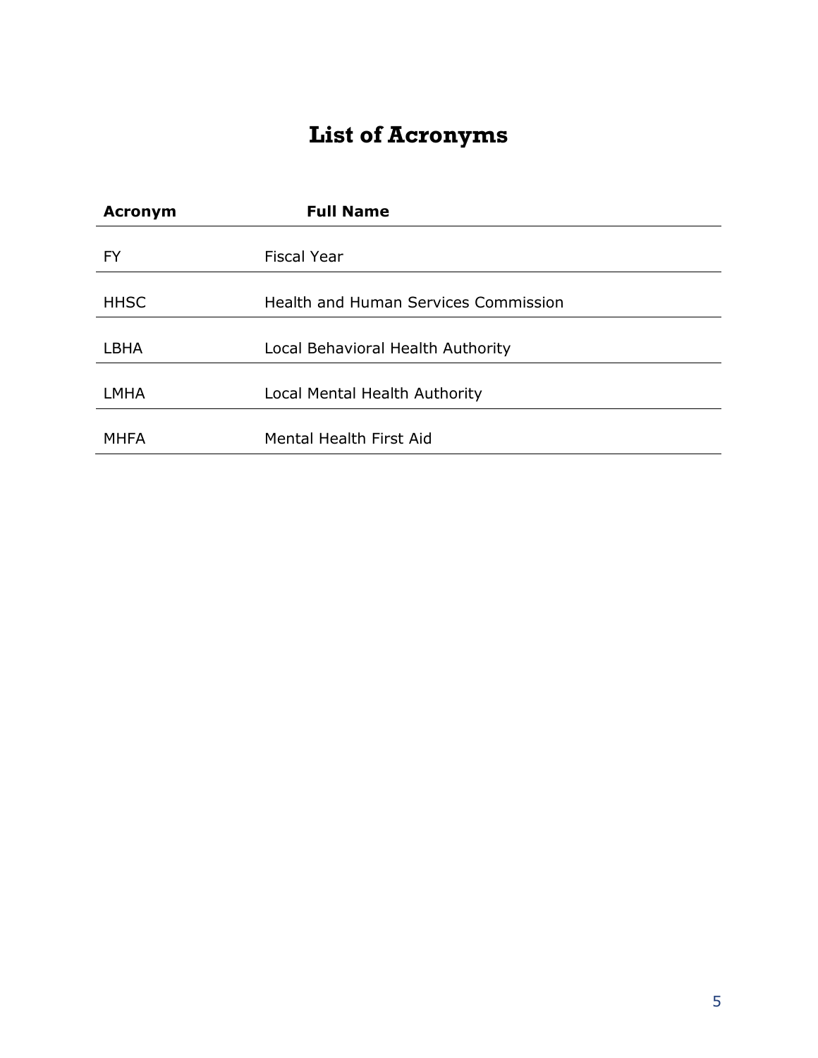# List of Acronyms

| Acronym | Full Name |
|---|---|
| FY | Fiscal Year |
| HHSC | Health and Human Services Commission |
| LBHA | Local Behavioral Health Authority |
| LMHA | Local Mental Health Authority |
| MHFA | Mental Health First Aid |